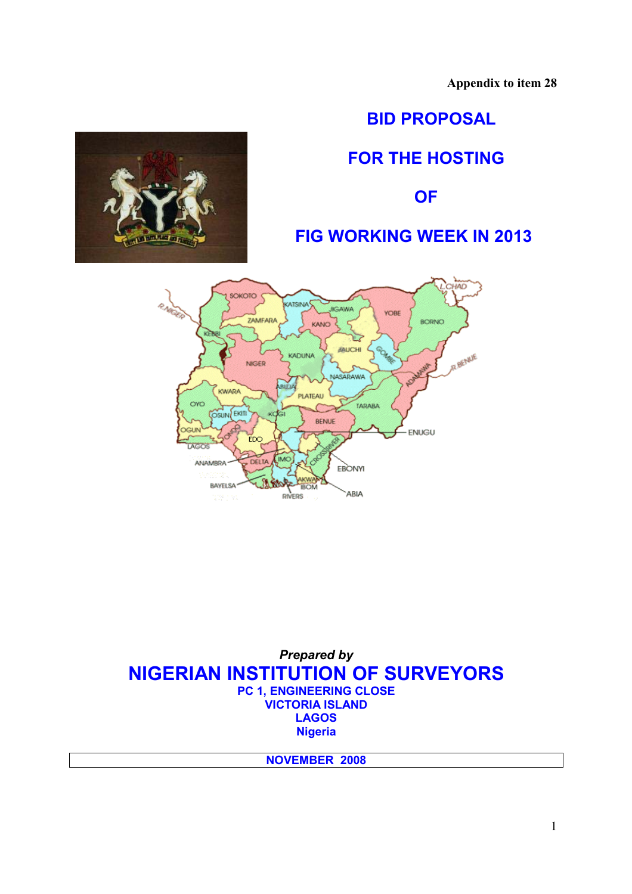Appendix to item 28

# BID PROPOSAL

# FOR THE HOSTING

# OF

# FIG WORKING WEEK IN 2013

*Prepared by*

## NIGERIAN INSTITUTION OF SURVEYORS

**PC 1, ENGINEERING CLOSE**
**VICTORIA ISLAND**
**LAGOS**
**Nigeria**

**NOVEMBER 2008**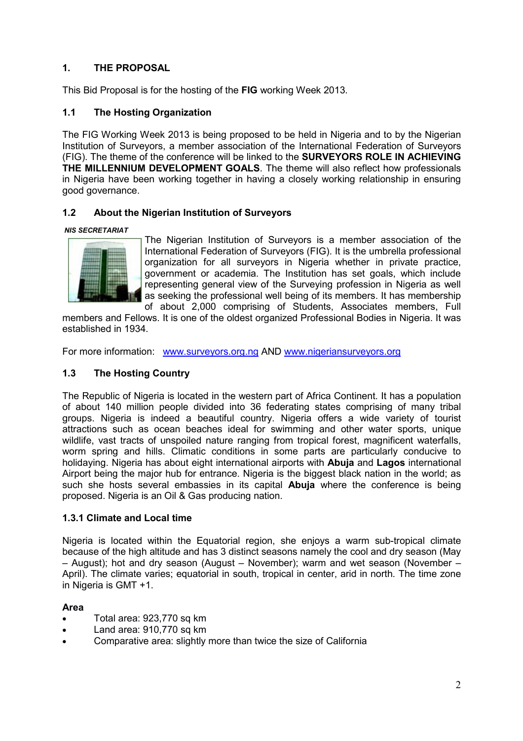## 1. THE PROPOSAL

This Bid Proposal is for the hosting of the **FIG** working Week 2013.

### 1.1 The Hosting Organization

The FIG Working Week 2013 is being proposed to be held in Nigeria and to by the Nigerian Institution of Surveyors, a member association of the International Federation of Surveyors (FIG). The theme of the conference will be linked to the **SURVEYORS ROLE IN ACHIEVING THE MILLENNIUM DEVELOPMENT GOALS**. The theme will also reflect how professionals in Nigeria have been working together in having a closely working relationship in ensuring good governance.

### 1.2 About the Nigerian Institution of Surveyors

***NIS SECRETARIAT***

The Nigerian Institution of Surveyors is a member association of the International Federation of Surveyors (FIG). It is the umbrella professional organization for all surveyors in Nigeria whether in private practice, government or academia. The Institution has set goals, which include representing general view of the Surveying profession in Nigeria as well as seeking the professional well being of its members. It has membership of about 2,000 comprising of Students, Associates members, Full members and Fellows. It is one of the oldest organized Professional Bodies in Nigeria. It was established in 1934.

For more information: www.surveyors.org.ng AND www.nigeriansurveyors.org

### 1.3 The Hosting Country

The Republic of Nigeria is located in the western part of Africa Continent. It has a population of about 140 million people divided into 36 federating states comprising of many tribal groups. Nigeria is indeed a beautiful country. Nigeria offers a wide variety of tourist attractions such as ocean beaches ideal for swimming and other water sports, unique wildlife, vast tracts of unspoiled nature ranging from tropical forest, magnificent waterfalls, worm spring and hills. Climatic conditions in some parts are particularly conducive to holidaying. Nigeria has about eight international airports with **Abuja** and **Lagos** international Airport being the major hub for entrance. Nigeria is the biggest black nation in the world; as such she hosts several embassies in its capital **Abuja** where the conference is being proposed. Nigeria is an Oil & Gas producing nation.

#### 1.3.1 Climate and Local time

Nigeria is located within the Equatorial region, she enjoys a warm sub-tropical climate because of the high altitude and has 3 distinct seasons namely the cool and dry season (May – August); hot and dry season (August – November); warm and wet season (November – April). The climate varies; equatorial in south, tropical in center, arid in north. The time zone in Nigeria is GMT +1.

**Area**

- Total area: 923,770 sq km
- Land area: 910,770 sq km
- Comparative area: slightly more than twice the size of California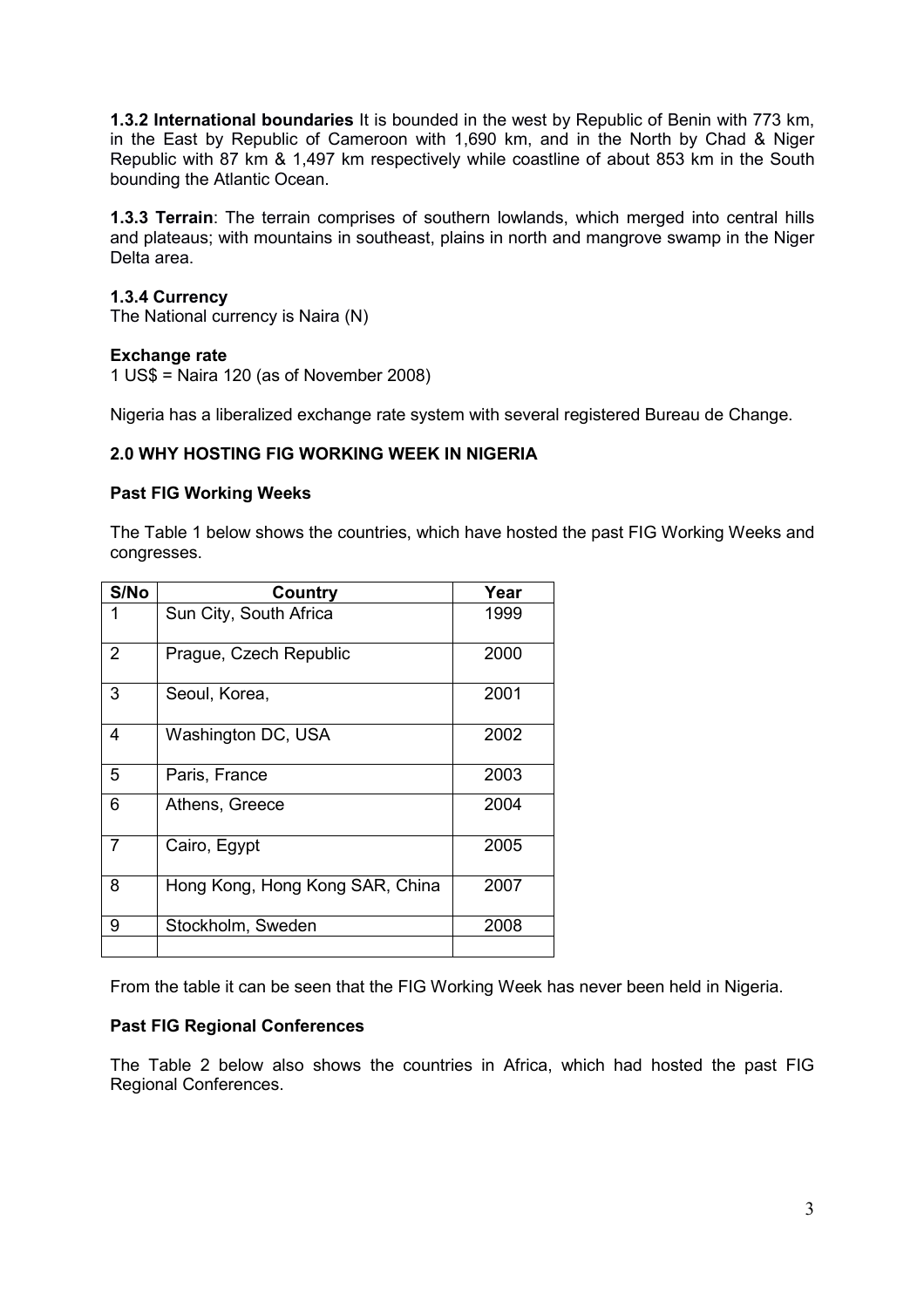**1.3.2 International boundaries** It is bounded in the west by Republic of Benin with 773 km, in the East by Republic of Cameroon with 1,690 km, and in the North by Chad & Niger Republic with 87 km & 1,497 km respectively while coastline of about 853 km in the South bounding the Atlantic Ocean.

**1.3.3 Terrain**: The terrain comprises of southern lowlands, which merged into central hills and plateaus; with mountains in southeast, plains in north and mangrove swamp in the Niger Delta area.

**1.3.4 Currency**

The National currency is Naira (N)

**Exchange rate**

1 US$ = Naira 120 (as of November 2008)

Nigeria has a liberalized exchange rate system with several registered Bureau de Change.

## 2.0 WHY HOSTING FIG WORKING WEEK IN NIGERIA

**Past FIG Working Weeks**

The Table 1 below shows the countries, which have hosted the past FIG Working Weeks and congresses.

| S/No | Country | Year |
|---|---|---|
| 1 | Sun City, South Africa | 1999 |
| 2 | Prague, Czech Republic | 2000 |
| 3 | Seoul, Korea, | 2001 |
| 4 | Washington DC, USA | 2002 |
| 5 | Paris, France | 2003 |
| 6 | Athens, Greece | 2004 |
| 7 | Cairo, Egypt | 2005 |
| 8 | Hong Kong, Hong Kong SAR, China | 2007 |
| 9 | Stockholm, Sweden | 2008 |
| | | |

From the table it can be seen that the FIG Working Week has never been held in Nigeria.

**Past FIG Regional Conferences**

The Table 2 below also shows the countries in Africa, which had hosted the past FIG Regional Conferences.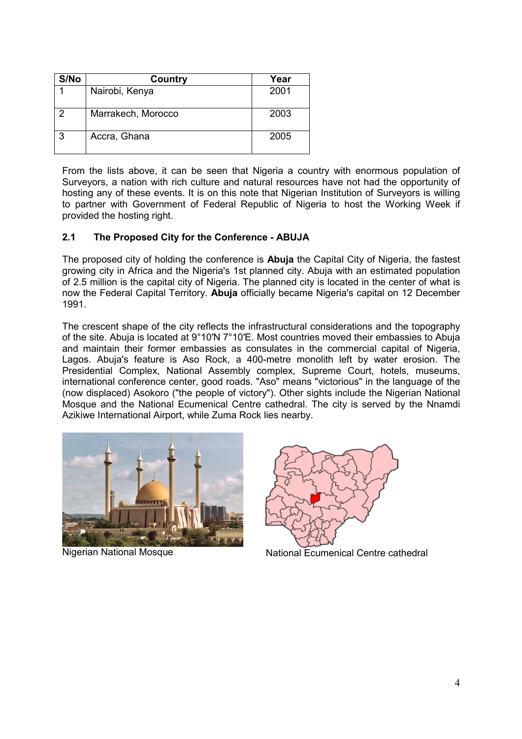| S/No | Country | Year |
|---|---|---|
| 1 | Nairobi, Kenya | 2001 |
| 2 | Marrakech, Morocco | 2003 |
| 3 | Accra, Ghana | 2005 |

From the lists above, it can be seen that Nigeria a country with enormous population of Surveyors, a nation with rich culture and natural resources have not had the opportunity of hosting any of these events. It is on this note that Nigerian Institution of Surveyors is willing to partner with Government of Federal Republic of Nigeria to host the Working Week if provided the hosting right.

### 2.1 The Proposed City for the Conference - ABUJA

The proposed city of holding the conference is **Abuja** the Capital City of Nigeria, the fastest growing city in Africa and the Nigeria's 1st planned city. Abuja with an estimated population of 2.5 million is the capital city of Nigeria. The planned city is located in the center of what is now the Federal Capital Territory. **Abuja** officially became Nigeria's capital on 12 December 1991.

The crescent shape of the city reflects the infrastructural considerations and the topography of the site. Abuja is located at 9°10′N 7°10′E. Most countries moved their embassies to Abuja and maintain their former embassies as consulates in the commercial capital of Nigeria, Lagos. Abuja's feature is Aso Rock, a 400-metre monolith left by water erosion. The Presidential Complex, National Assembly complex, Supreme Court, hotels, museums, international conference center, good roads. "Aso" means "victorious" in the language of the (now displaced) Asokoro ("the people of victory"). Other sights include the Nigerian National Mosque and the National Ecumenical Centre cathedral. The city is served by the Nnamdi Azikiwe International Airport, while Zuma Rock lies nearby.

Nigerian National Mosque

National Ecumenical Centre cathedral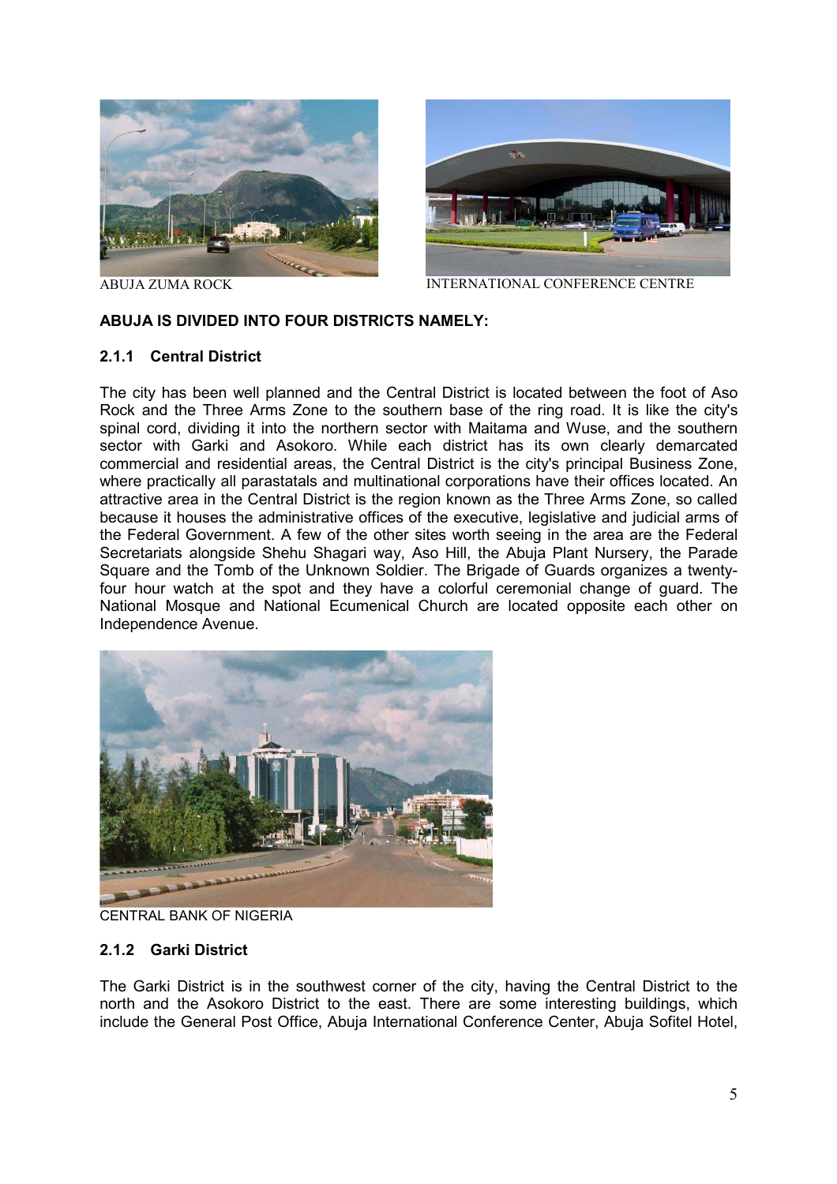ABUJA ZUMA ROCK

INTERNATIONAL CONFERENCE CENTRE

**ABUJA IS DIVIDED INTO FOUR DISTRICTS NAMELY:**

### 2.1.1 Central District

The city has been well planned and the Central District is located between the foot of Aso Rock and the Three Arms Zone to the southern base of the ring road. It is like the city's spinal cord, dividing it into the northern sector with Maitama and Wuse, and the southern sector with Garki and Asokoro. While each district has its own clearly demarcated commercial and residential areas, the Central District is the city's principal Business Zone, where practically all parastatals and multinational corporations have their offices located. An attractive area in the Central District is the region known as the Three Arms Zone, so called because it houses the administrative offices of the executive, legislative and judicial arms of the Federal Government. A few of the other sites worth seeing in the area are the Federal Secretariats alongside Shehu Shagari way, Aso Hill, the Abuja Plant Nursery, the Parade Square and the Tomb of the Unknown Soldier. The Brigade of Guards organizes a twenty-four hour watch at the spot and they have a colorful ceremonial change of guard. The National Mosque and National Ecumenical Church are located opposite each other on Independence Avenue.

CENTRAL BANK OF NIGERIA

### 2.1.2 Garki District

The Garki District is in the southwest corner of the city, having the Central District to the north and the Asokoro District to the east. There are some interesting buildings, which include the General Post Office, Abuja International Conference Center, Abuja Sofitel Hotel,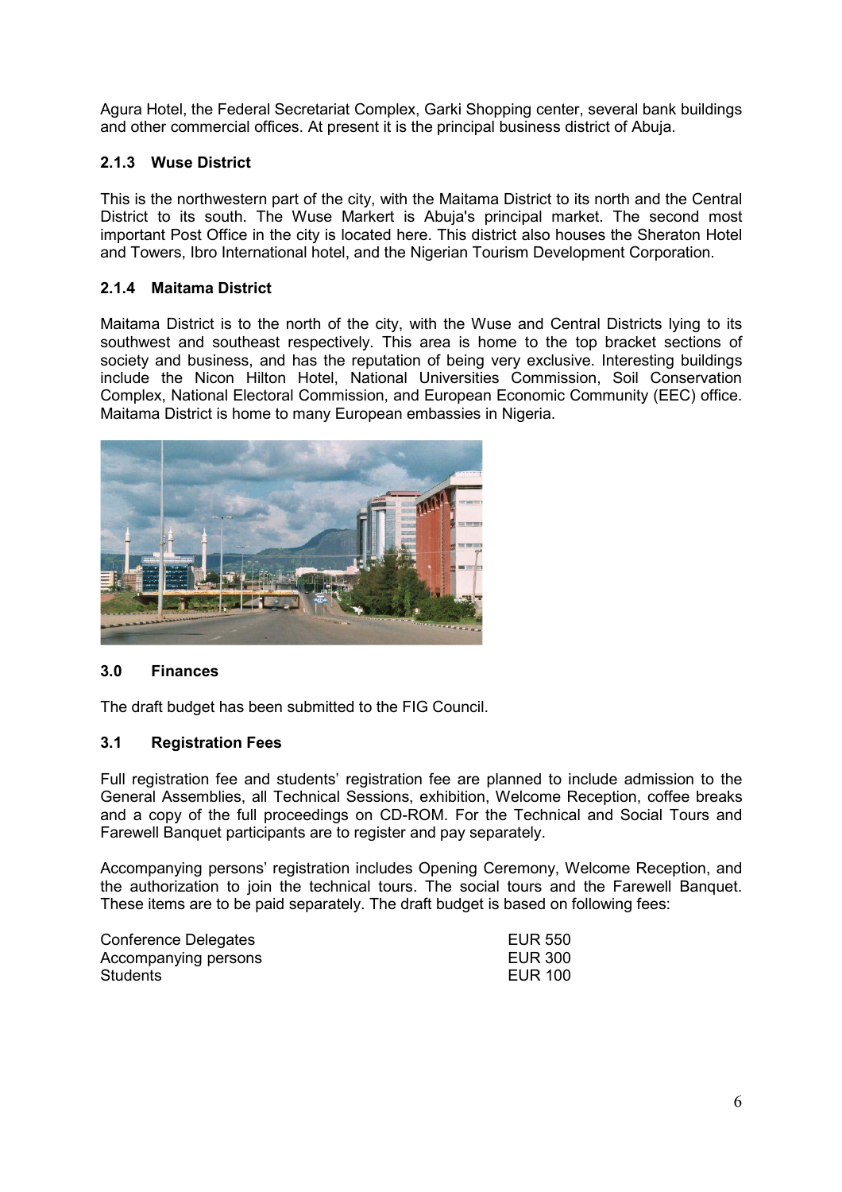Agura Hotel, the Federal Secretariat Complex, Garki Shopping center, several bank buildings and other commercial offices. At present it is the principal business district of Abuja.

### 2.1.3 Wuse District

This is the northwestern part of the city, with the Maitama District to its north and the Central District to its south. The Wuse Markert is Abuja's principal market. The second most important Post Office in the city is located here. This district also houses the Sheraton Hotel and Towers, Ibro International hotel, and the Nigerian Tourism Development Corporation.

### 2.1.4 Maitama District

Maitama District is to the north of the city, with the Wuse and Central Districts lying to its southwest and southeast respectively. This area is home to the top bracket sections of society and business, and has the reputation of being very exclusive. Interesting buildings include the Nicon Hilton Hotel, National Universities Commission, Soil Conservation Complex, National Electoral Commission, and European Economic Community (EEC) office. Maitama District is home to many European embassies in Nigeria.

## 3.0 Finances

The draft budget has been submitted to the FIG Council.

### 3.1 Registration Fees

Full registration fee and students' registration fee are planned to include admission to the General Assemblies, all Technical Sessions, exhibition, Welcome Reception, coffee breaks and a copy of the full proceedings on CD-ROM. For the Technical and Social Tours and Farewell Banquet participants are to register and pay separately.

Accompanying persons' registration includes Opening Ceremony, Welcome Reception, and the authorization to join the technical tours. The social tours and the Farewell Banquet. These items are to be paid separately. The draft budget is based on following fees:

| | |
|---|---|
| Conference Delegates | EUR 550 |
| Accompanying persons | EUR 300 |
| Students | EUR 100 |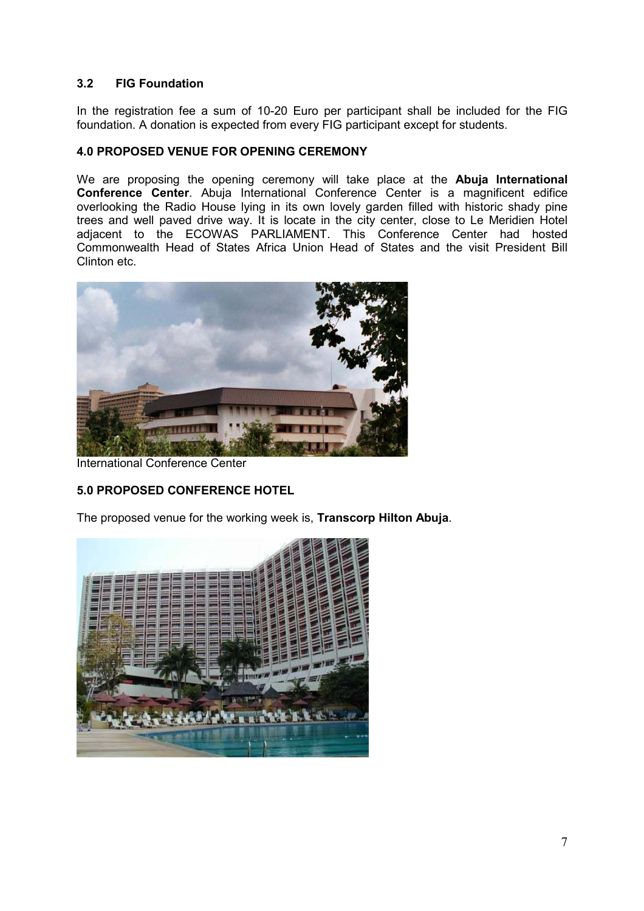### 3.2 FIG Foundation

In the registration fee a sum of 10-20 Euro per participant shall be included for the FIG foundation. A donation is expected from every FIG participant except for students.

### 4.0 PROPOSED VENUE FOR OPENING CEREMONY

We are proposing the opening ceremony will take place at the **Abuja International Conference Center**. Abuja International Conference Center is a magnificent edifice overlooking the Radio House lying in its own lovely garden filled with historic shady pine trees and well paved drive way. It is locate in the city center, close to Le Meridien Hotel adjacent to the ECOWAS PARLIAMENT. This Conference Center had hosted Commonwealth Head of States Africa Union Head of States and the visit President Bill Clinton etc.

International Conference Center

### 5.0 PROPOSED CONFERENCE HOTEL

The proposed venue for the working week is, **Transcorp Hilton Abuja**.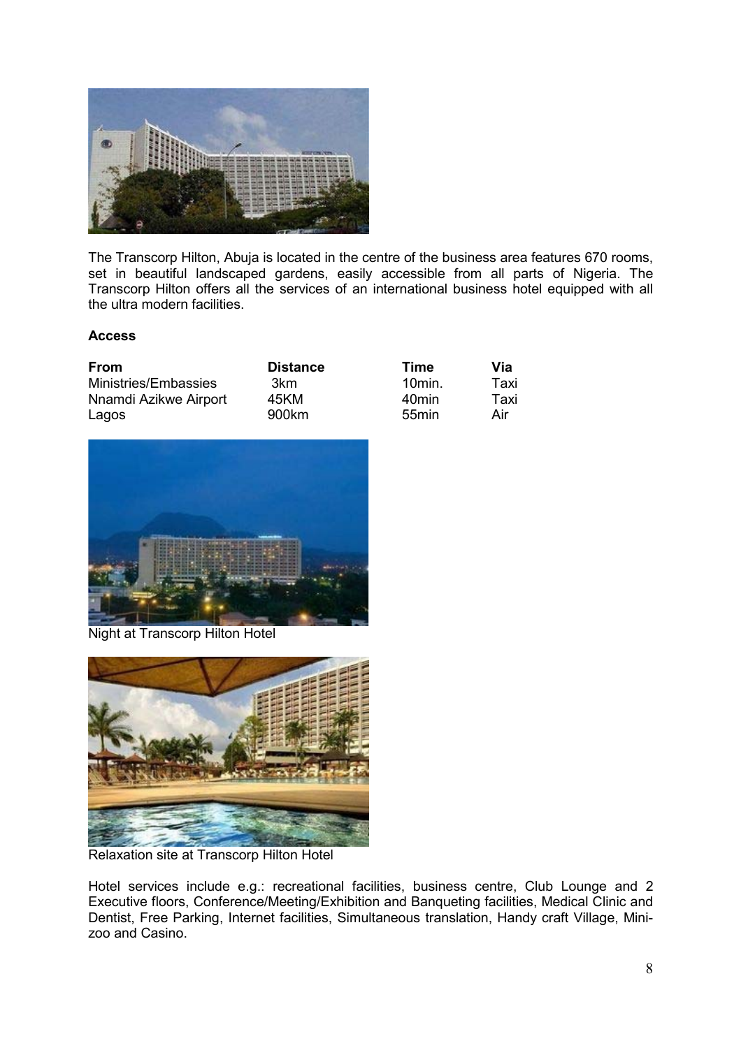The Transcorp Hilton, Abuja is located in the centre of the business area features 670 rooms, set in beautiful landscaped gardens, easily accessible from all parts of Nigeria. The Transcorp Hilton offers all the services of an international business hotel equipped with all the ultra modern facilities.

**Access**

| From | Distance | Time | Via |
|---|---|---|---|
| Ministries/Embassies | 3km | 10min. | Taxi |
| Nnamdi Azikwe Airport | 45KM | 40min | Taxi |
| Lagos | 900km | 55min | Air |

Night at Transcorp Hilton Hotel

Relaxation site at Transcorp Hilton Hotel

Hotel services include e.g.: recreational facilities, business centre, Club Lounge and 2 Executive floors, Conference/Meeting/Exhibition and Banqueting facilities, Medical Clinic and Dentist, Free Parking, Internet facilities, Simultaneous translation, Handy craft Village, Mini-zoo and Casino.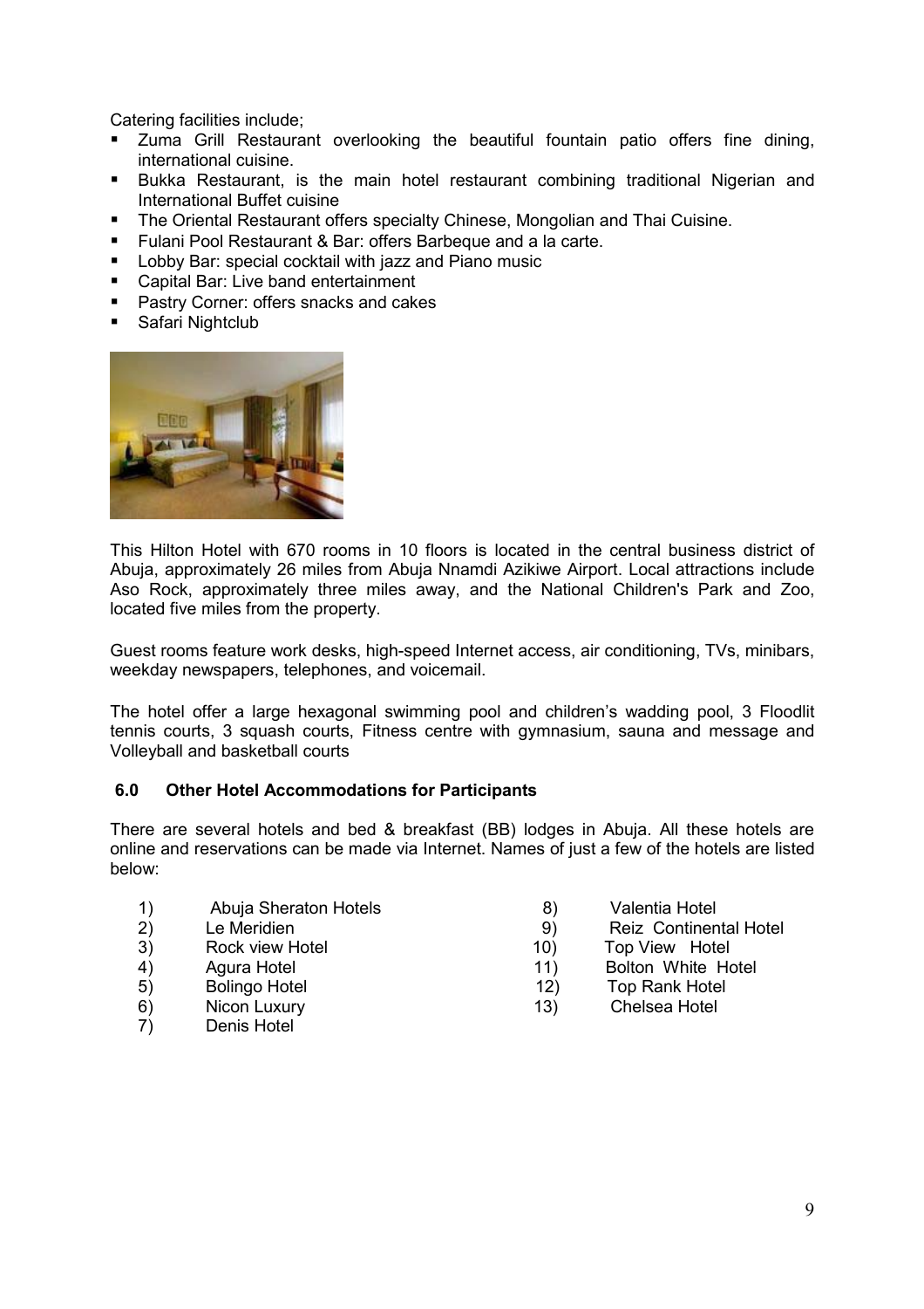Catering facilities include;

- Zuma Grill Restaurant overlooking the beautiful fountain patio offers fine dining, international cuisine.
- Bukka Restaurant, is the main hotel restaurant combining traditional Nigerian and International Buffet cuisine
- The Oriental Restaurant offers specialty Chinese, Mongolian and Thai Cuisine.
- Fulani Pool Restaurant & Bar: offers Barbeque and a la carte.
- Lobby Bar: special cocktail with jazz and Piano music
- Capital Bar: Live band entertainment
- Pastry Corner: offers snacks and cakes
- Safari Nightclub

This Hilton Hotel with 670 rooms in 10 floors is located in the central business district of Abuja, approximately 26 miles from Abuja Nnamdi Azikiwe Airport. Local attractions include Aso Rock, approximately three miles away, and the National Children's Park and Zoo, located five miles from the property.

Guest rooms feature work desks, high-speed Internet access, air conditioning, TVs, minibars, weekday newspapers, telephones, and voicemail.

The hotel offer a large hexagonal swimming pool and children's wadding pool, 3 Floodlit tennis courts, 3 squash courts, Fitness centre with gymnasium, sauna and message and Volleyball and basketball courts

## 6.0 Other Hotel Accommodations for Participants

There are several hotels and bed & breakfast (BB) lodges in Abuja. All these hotels are online and reservations can be made via Internet. Names of just a few of the hotels are listed below:

1) Abuja Sheraton Hotels
2) Le Meridien
3) Rock view Hotel
4) Agura Hotel
5) Bolingo Hotel
6) Nicon Luxury
7) Denis Hotel
8) Valentia Hotel
9) Reiz Continental Hotel
10) Top View Hotel
11) Bolton White Hotel
12) Top Rank Hotel
13) Chelsea Hotel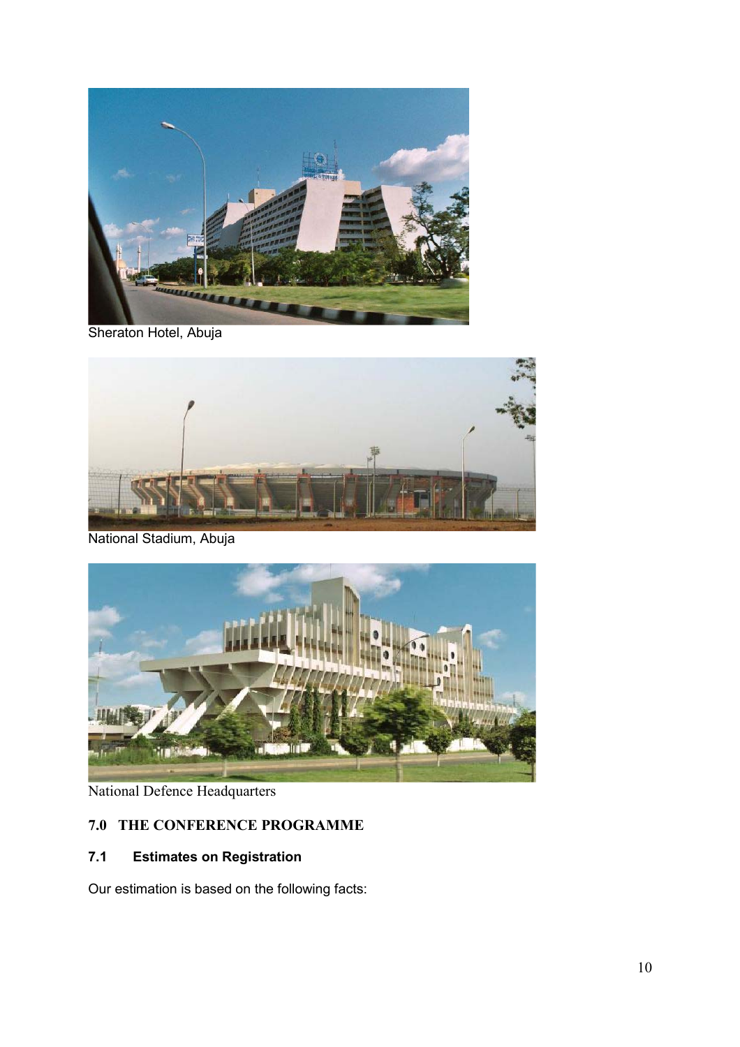Sheraton Hotel, Abuja

National Stadium, Abuja

National Defence Headquarters

## 7.0 THE CONFERENCE PROGRAMME

### 7.1 Estimates on Registration

Our estimation is based on the following facts: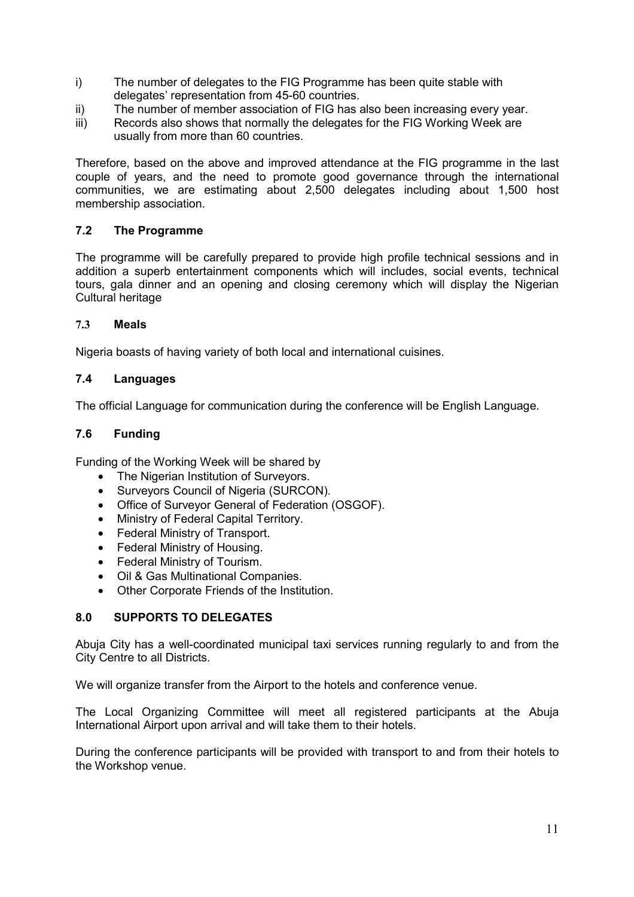i) The number of delegates to the FIG Programme has been quite stable with delegates' representation from 45-60 countries.
ii) The number of member association of FIG has also been increasing every year.
iii) Records also shows that normally the delegates for the FIG Working Week are usually from more than 60 countries.

Therefore, based on the above and improved attendance at the FIG programme in the last couple of years, and the need to promote good governance through the international communities, we are estimating about 2,500 delegates including about 1,500 host membership association.

### 7.2 The Programme

The programme will be carefully prepared to provide high profile technical sessions and in addition a superb entertainment components which will includes, social events, technical tours, gala dinner and an opening and closing ceremony which will display the Nigerian Cultural heritage

### 7.3 Meals

Nigeria boasts of having variety of both local and international cuisines.

### 7.4 Languages

The official Language for communication during the conference will be English Language.

### 7.6 Funding

Funding of the Working Week will be shared by

- The Nigerian Institution of Surveyors.
- Surveyors Council of Nigeria (SURCON).
- Office of Surveyor General of Federation (OSGOF).
- Ministry of Federal Capital Territory.
- Federal Ministry of Transport.
- Federal Ministry of Housing.
- Federal Ministry of Tourism.
- Oil & Gas Multinational Companies.
- Other Corporate Friends of the Institution.

## 8.0 SUPPORTS TO DELEGATES

Abuja City has a well-coordinated municipal taxi services running regularly to and from the City Centre to all Districts.

We will organize transfer from the Airport to the hotels and conference venue.

The Local Organizing Committee will meet all registered participants at the Abuja International Airport upon arrival and will take them to their hotels.

During the conference participants will be provided with transport to and from their hotels to the Workshop venue.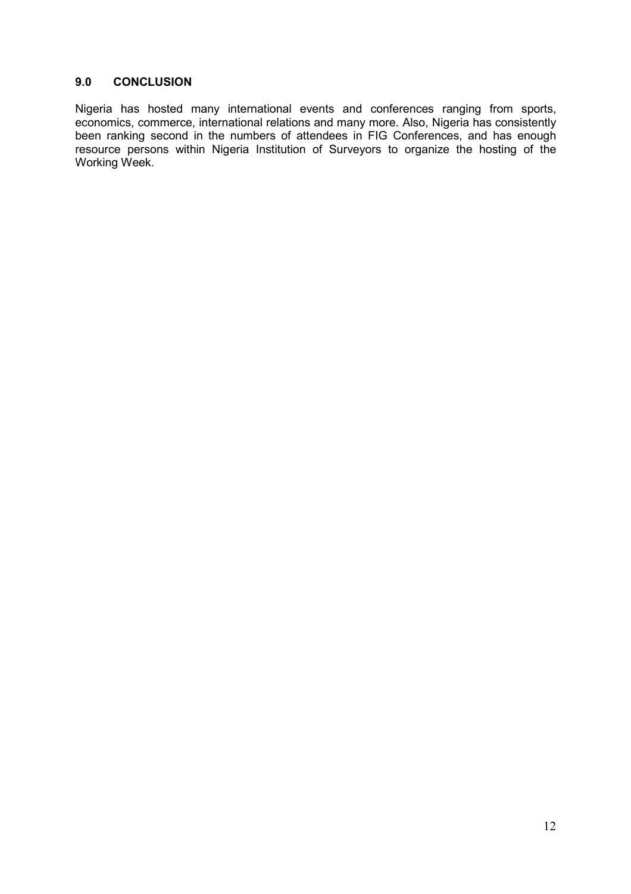## 9.0 CONCLUSION

Nigeria has hosted many international events and conferences ranging from sports, economics, commerce, international relations and many more. Also, Nigeria has consistently been ranking second in the numbers of attendees in FIG Conferences, and has enough resource persons within Nigeria Institution of Surveyors to organize the hosting of the Working Week.